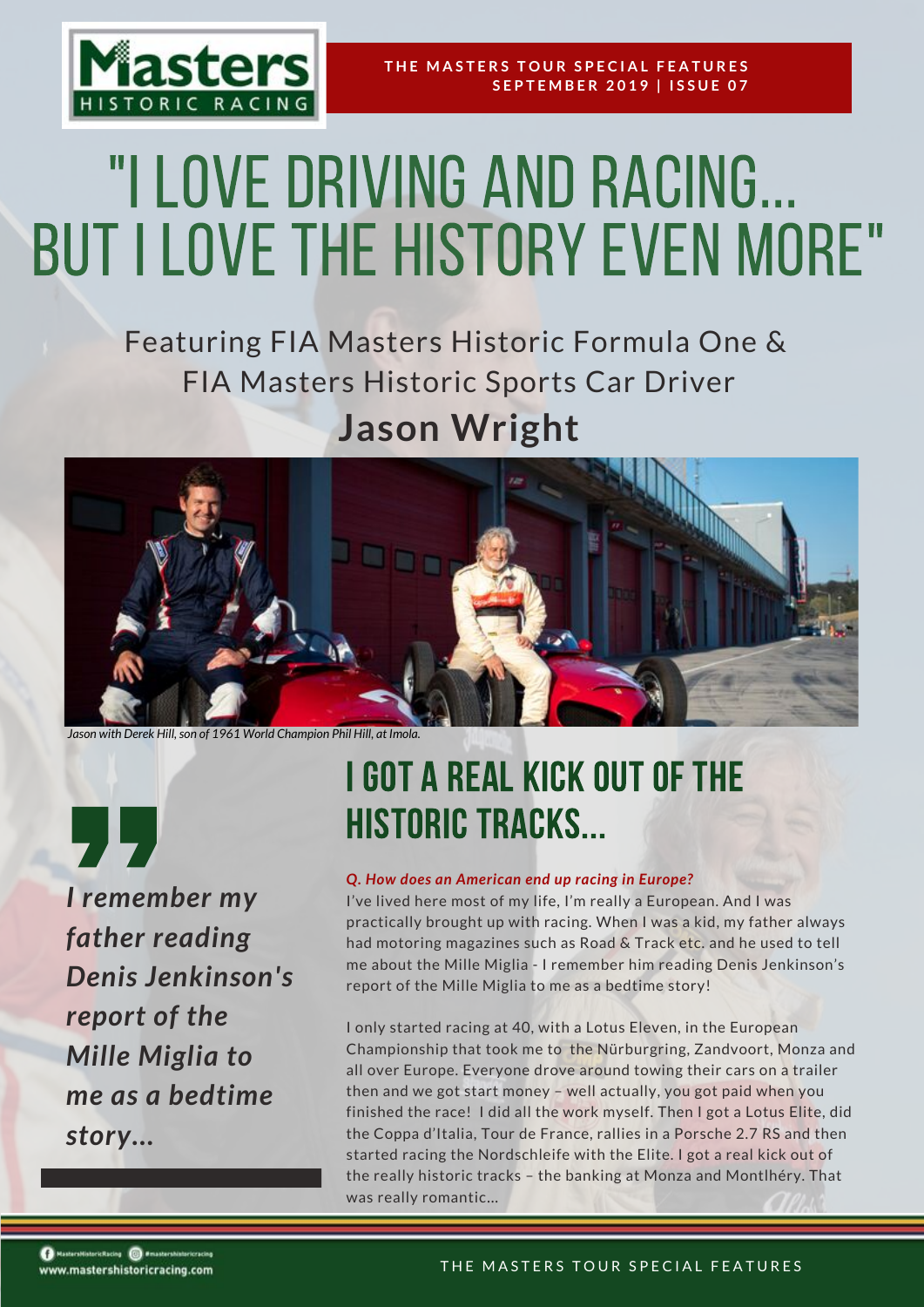THE MASTERS TOUR SPECIAL FEATURES
SEPTEMBER 2019 | ISSUE 07

# "I LOVE DRIVING AND RACING... BUT I LOVE THE HISTORY EVEN MORE"

Featuring FIA Masters Historic Formula One & FIA Masters Historic Sports Car Driver

**Jason Wright**

*Jason with Derek Hill, son of 1961 World Champion Phil Hill, at Imola.*

> ***I remember my father reading Denis Jenkinson's report of the Mille Miglia to me as a bedtime story...***

## I GOT A REAL KICK OUT OF THE HISTORIC TRACKS...

***Q. How does an American end up racing in Europe?***

I've lived here most of my life, I'm really a European. And I was practically brought up with racing. When I was a kid, my father always had motoring magazines such as Road & Track etc. and he used to tell me about the Mille Miglia - I remember him reading Denis Jenkinson's report of the Mille Miglia to me as a bedtime story!

I only started racing at 40, with a Lotus Eleven, in the European Championship that took me to the Nürburgring, Zandvoort, Monza and all over Europe. Everyone drove around towing their cars on a trailer then and we got start money – well actually, you got paid when you finished the race! I did all the work myself. Then I got a Lotus Elite, did the Coppa d'Italia, Tour de France, rallies in a Porsche 2.7 RS and then started racing the Nordschleife with the Elite. I got a real kick out of the really historic tracks – the banking at Monza and Montlhéry. That was really romantic...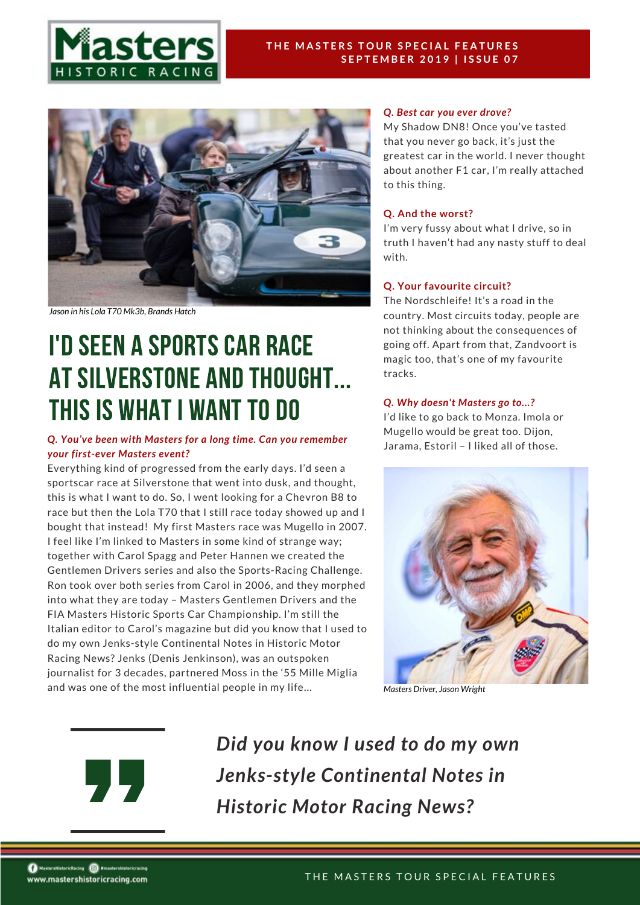Jason in his Lola T70 Mk3b, Brands Hatch

# I'D SEEN A SPORTS CAR RACE AT SILVERSTONE AND THOUGHT... THIS IS WHAT I WANT TO DO

***Q. You've been with Masters for a long time. Can you remember your first-ever Masters event?***

Everything kind of progressed from the early days. I'd seen a sportscar race at Silverstone that went into dusk, and thought, this is what I want to do. So, I went looking for a Chevron B8 to race but then the Lola T70 that I still race today showed up and I bought that instead! My first Masters race was Mugello in 2007. I feel like I'm linked to Masters in some kind of strange way; together with Carol Spagg and Peter Hannen we created the Gentlemen Drivers series and also the Sports-Racing Challenge. Ron took over both series from Carol in 2006, and they morphed into what they are today – Masters Gentlemen Drivers and the FIA Masters Historic Sports Car Championship. I'm still the Italian editor to Carol's magazine but did you know that I used to do my own Jenks-style Continental Notes in Historic Motor Racing News? Jenks (Denis Jenkinson), was an outspoken journalist for 3 decades, partnered Moss in the '55 Mille Miglia and was one of the most influential people in my life...

***Q. Best car you ever drove?***

My Shadow DN8! Once you've tasted that you never go back, it's just the greatest car in the world. I never thought about another F1 car, I'm really attached to this thing.

**Q. And the worst?**

I'm very fussy about what I drive, so in truth I haven't had any nasty stuff to deal with.

**Q. Your favourite circuit?**

The Nordschleife! It's a road in the country. Most circuits today, people are not thinking about the consequences of going off. Apart from that, Zandvoort is magic too, that's one of my favourite tracks.

***Q. Why doesn't Masters go to...?***

I'd like to go back to Monza. Imola or Mugello would be great too. Dijon, Jarama, Estoril – I liked all of those.

Masters Driver, Jason Wright

> ***Did you know I used to do my own Jenks-style Continental Notes in Historic Motor Racing News?***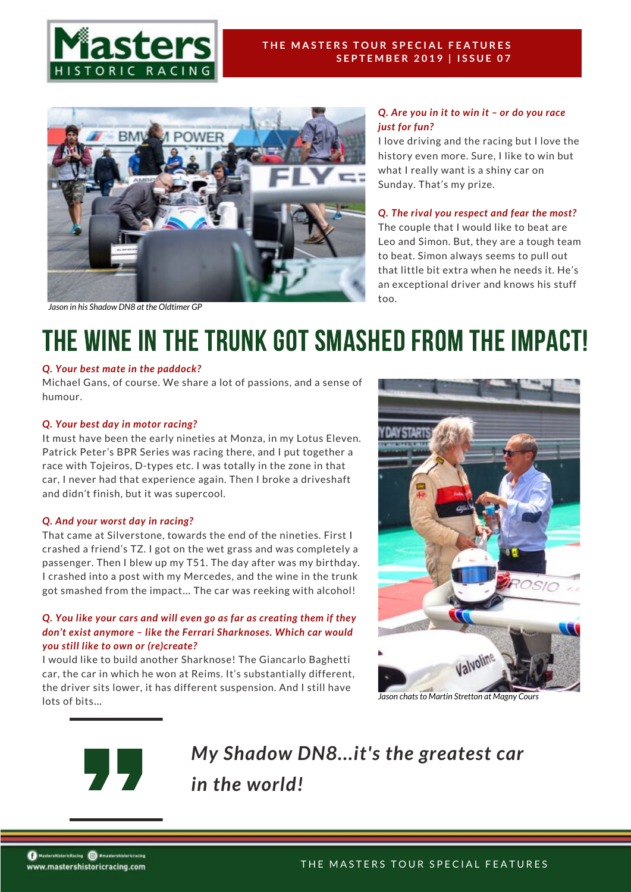*Jason in his Shadow DN8 at the Oldtimer GP*

***Q. Are you in it to win it – or do you race just for fun?***

I love driving and the racing but I love the history even more. Sure, I like to win but what I really want is a shiny car on Sunday. That's my prize.

***Q. The rival you respect and fear the most?***

The couple that I would like to beat are Leo and Simon. But, they are a tough team to beat. Simon always seems to pull out that little bit extra when he needs it. He's an exceptional driver and knows his stuff too.

# THE WINE IN THE TRUNK GOT SMASHED FROM THE IMPACT!

***Q. Your best mate in the paddock?***

Michael Gans, of course. We share a lot of passions, and a sense of humour.

***Q. Your best day in motor racing?***

It must have been the early nineties at Monza, in my Lotus Eleven. Patrick Peter's BPR Series was racing there, and I put together a race with Tojeiros, D-types etc. I was totally in the zone in that car, I never had that experience again. Then I broke a driveshaft and didn't finish, but it was supercool.

***Q. And your worst day in racing?***

That came at Silverstone, towards the end of the nineties. First I crashed a friend's TZ. I got on the wet grass and was completely a passenger. Then I blew up my T51. The day after was my birthday. I crashed into a post with my Mercedes, and the wine in the trunk got smashed from the impact... The car was reeking with alcohol!

***Q. You like your cars and will even go as far as creating them if they don't exist anymore – like the Ferrari Sharknoses. Which car would you still like to own or (re)create?***

I would like to build another Sharknose! The Giancarlo Baghetti car, the car in which he won at Reims. It's substantially different, the driver sits lower, it has different suspension. And I still have lots of bits...

*Jason chats to Martin Stretton at Magny Cours*

> ***My Shadow DN8...it's the greatest car in the world!***